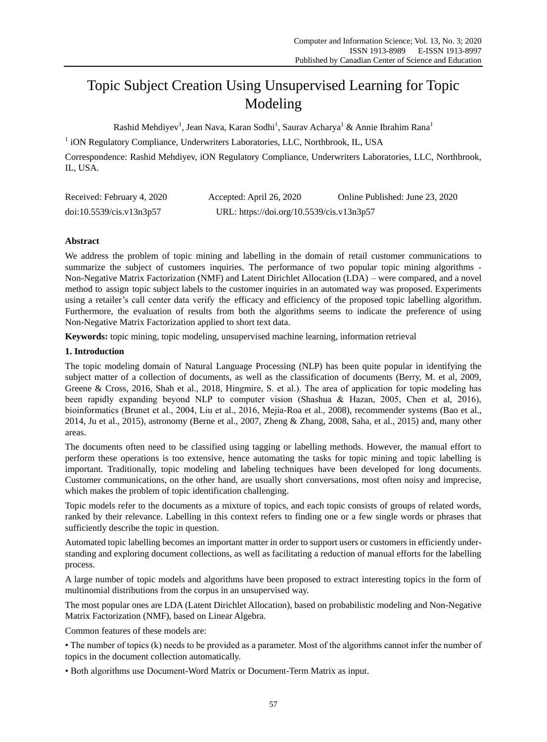# Topic Subject Creation Using Unsupervised Learning for Topic Modeling

Rashid Mehdiyev[1], Jean Nava, Karan Sodhi[1], Saurav Acharya[1] & Annie Ibrahim Rana[1]

[1] iON Regulatory Compliance, Underwriters Laboratories, LLC, Northbrook, IL, USA

Correspondence: Rashid Mehdiyev, iON Regulatory Compliance, Underwriters Laboratories, LLC, Northbrook, IL, USA.

Received: February 4, 2020 Accepted: April 26, 2020 Online Published: June 23, 2020

doi:10.5539/cis.v13n3p57 URL: https://doi.org/10.5539/cis.v13n3p57

**Abstract**

We address the problem of topic mining and labelling in the domain of retail customer communications to summarize the subject of customers inquiries. The performance of two popular topic mining algorithms - Non-Negative Matrix Factorization (NMF) and Latent Dirichlet Allocation (LDA) – were compared, and a novel method to assign topic subject labels to the customer inquiries in an automated way was proposed. Experiments using a retailer's call center data verify the efficacy and efficiency of the proposed topic labelling algorithm. Furthermore, the evaluation of results from both the algorithms seems to indicate the preference of using Non-Negative Matrix Factorization applied to short text data.

**Keywords:** topic mining, topic modeling, unsupervised machine learning, information retrieval

## 1. Introduction

The topic modeling domain of Natural Language Processing (NLP) has been quite popular in identifying the subject matter of a collection of documents, as well as the classification of documents (Berry, M. et al, 2009, Greene & Cross, 2016, Shah et al., 2018, Hingmire, S. et al.). The area of application for topic modeling has been rapidly expanding beyond NLP to computer vision (Shashua & Hazan, 2005, Chen et al, 2016), bioinformatics (Brunet et al., 2004, Liu et al., 2016, Mejía-Roa et al., 2008), recommender systems (Bao et al., 2014, Ju et al., 2015), astronomy (Berne et al., 2007, Zheng & Zhang, 2008, Saha, et al., 2015) and, many other areas.

The documents often need to be classified using tagging or labelling methods. However, the manual effort to perform these operations is too extensive, hence automating the tasks for topic mining and topic labelling is important. Traditionally, topic modeling and labeling techniques have been developed for long documents. Customer communications, on the other hand, are usually short conversations, most often noisy and imprecise, which makes the problem of topic identification challenging.

Topic models refer to the documents as a mixture of topics, and each topic consists of groups of related words, ranked by their relevance. Labelling in this context refers to finding one or a few single words or phrases that sufficiently describe the topic in question.

Automated topic labelling becomes an important matter in order to support users or customers in efficiently understanding and exploring document collections, as well as facilitating a reduction of manual efforts for the labelling process.

A large number of topic models and algorithms have been proposed to extract interesting topics in the form of multinomial distributions from the corpus in an unsupervised way.

The most popular ones are LDA (Latent Dirichlet Allocation), based on probabilistic modeling and Non-Negative Matrix Factorization (NMF), based on Linear Algebra.

Common features of these models are:

- The number of topics (k) needs to be provided as a parameter. Most of the algorithms cannot infer the number of topics in the document collection automatically.
- Both algorithms use Document-Word Matrix or Document-Term Matrix as input.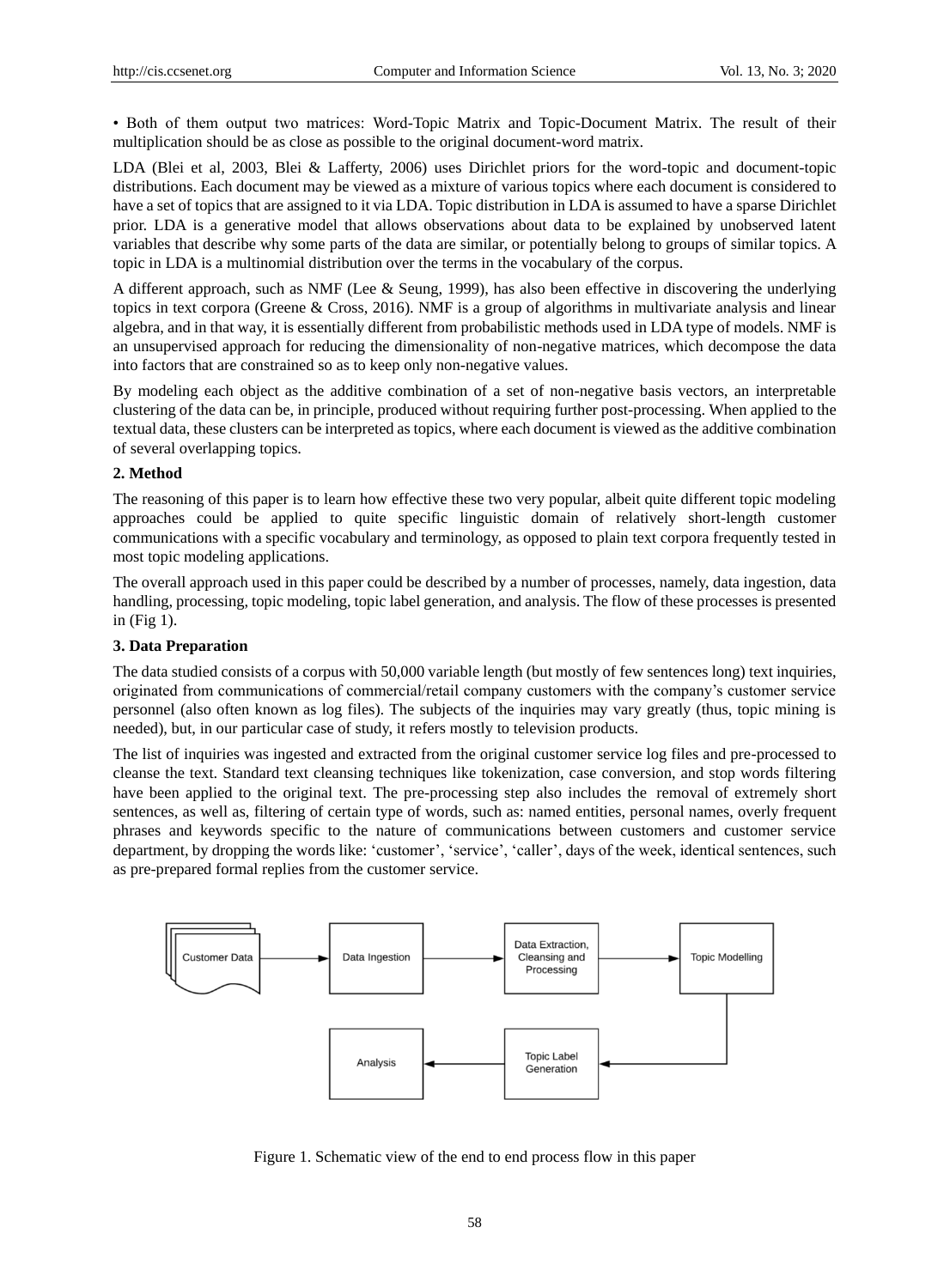- Both of them output two matrices: Word-Topic Matrix and Topic-Document Matrix. The result of their multiplication should be as close as possible to the original document-word matrix.

LDA (Blei et al, 2003, Blei & Lafferty, 2006) uses Dirichlet priors for the word-topic and document-topic distributions. Each document may be viewed as a mixture of various topics where each document is considered to have a set of topics that are assigned to it via LDA. Topic distribution in LDA is assumed to have a sparse Dirichlet prior. LDA is a generative model that allows observations about data to be explained by unobserved latent variables that describe why some parts of the data are similar, or potentially belong to groups of similar topics. A topic in LDA is a multinomial distribution over the terms in the vocabulary of the corpus.

A different approach, such as NMF (Lee & Seung, 1999), has also been effective in discovering the underlying topics in text corpora (Greene & Cross, 2016). NMF is a group of algorithms in multivariate analysis and linear algebra, and in that way, it is essentially different from probabilistic methods used in LDA type of models. NMF is an unsupervised approach for reducing the dimensionality of non-negative matrices, which decompose the data into factors that are constrained so as to keep only non-negative values.

By modeling each object as the additive combination of a set of non-negative basis vectors, an interpretable clustering of the data can be, in principle, produced without requiring further post-processing. When applied to the textual data, these clusters can be interpreted as topics, where each document is viewed as the additive combination of several overlapping topics.

## 2. Method

The reasoning of this paper is to learn how effective these two very popular, albeit quite different topic modeling approaches could be applied to quite specific linguistic domain of relatively short-length customer communications with a specific vocabulary and terminology, as opposed to plain text corpora frequently tested in most topic modeling applications.

The overall approach used in this paper could be described by a number of processes, namely, data ingestion, data handling, processing, topic modeling, topic label generation, and analysis. The flow of these processes is presented in (Fig 1).

## 3. Data Preparation

The data studied consists of a corpus with 50,000 variable length (but mostly of few sentences long) text inquiries, originated from communications of commercial/retail company customers with the company's customer service personnel (also often known as log files). The subjects of the inquiries may vary greatly (thus, topic mining is needed), but, in our particular case of study, it refers mostly to television products.

The list of inquiries was ingested and extracted from the original customer service log files and pre-processed to cleanse the text. Standard text cleansing techniques like tokenization, case conversion, and stop words filtering have been applied to the original text. The pre-processing step also includes the removal of extremely short sentences, as well as, filtering of certain type of words, such as: named entities, personal names, overly frequent phrases and keywords specific to the nature of communications between customers and customer service department, by dropping the words like: 'customer', 'service', 'caller', days of the week, identical sentences, such as pre-prepared formal replies from the customer service.

Customer Data → Data Ingestion → Data Extraction, Cleansing and Processing → Topic Modelling → Topic Label Generation → Analysis

Figure 1. Schematic view of the end to end process flow in this paper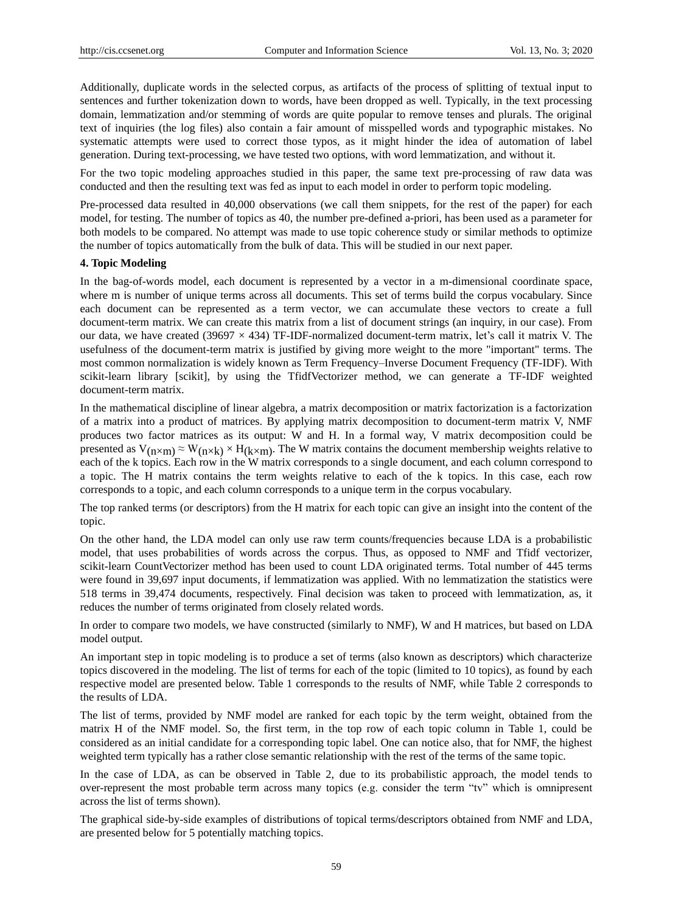Additionally, duplicate words in the selected corpus, as artifacts of the process of splitting of textual input to sentences and further tokenization down to words, have been dropped as well. Typically, in the text processing domain, lemmatization and/or stemming of words are quite popular to remove tenses and plurals. The original text of inquiries (the log files) also contain a fair amount of misspelled words and typographic mistakes. No systematic attempts were used to correct those typos, as it might hinder the idea of automation of label generation. During text-processing, we have tested two options, with word lemmatization, and without it.

For the two topic modeling approaches studied in this paper, the same text pre-processing of raw data was conducted and then the resulting text was fed as input to each model in order to perform topic modeling.

Pre-processed data resulted in 40,000 observations (we call them snippets, for the rest of the paper) for each model, for testing. The number of topics as 40, the number pre-defined a-priori, has been used as a parameter for both models to be compared. No attempt was made to use topic coherence study or similar methods to optimize the number of topics automatically from the bulk of data. This will be studied in our next paper.

## 4. Topic Modeling

In the bag-of-words model, each document is represented by a vector in a m-dimensional coordinate space, where m is number of unique terms across all documents. This set of terms build the corpus vocabulary. Since each document can be represented as a term vector, we can accumulate these vectors to create a full document-term matrix. We can create this matrix from a list of document strings (an inquiry, in our case). From our data, we have created ($39697 \times 434$) TF-IDF-normalized document-term matrix, let's call it matrix V. The usefulness of the document-term matrix is justified by giving more weight to the more "important" terms. The most common normalization is widely known as Term Frequency–Inverse Document Frequency (TF-IDF). With scikit-learn library [scikit], by using the TfidfVectorizer method, we can generate a TF-IDF weighted document-term matrix.

In the mathematical discipline of linear algebra, a matrix decomposition or matrix factorization is a factorization of a matrix into a product of matrices. By applying matrix decomposition to document-term matrix V, NMF produces two factor matrices as its output: W and H. In a formal way, V matrix decomposition could be presented as $V_{(n \times m)} \approx W_{(n \times k)} \times H_{(k \times m)}$. The W matrix contains the document membership weights relative to each of the k topics. Each row in the W matrix corresponds to a single document, and each column correspond to a topic. The H matrix contains the term weights relative to each of the k topics. In this case, each row corresponds to a topic, and each column corresponds to a unique term in the corpus vocabulary.

The top ranked terms (or descriptors) from the H matrix for each topic can give an insight into the content of the topic.

On the other hand, the LDA model can only use raw term counts/frequencies because LDA is a probabilistic model, that uses probabilities of words across the corpus. Thus, as opposed to NMF and Tfidf vectorizer, scikit-learn CountVectorizer method has been used to count LDA originated terms. Total number of 445 terms were found in 39,697 input documents, if lemmatization was applied. With no lemmatization the statistics were 518 terms in 39,474 documents, respectively. Final decision was taken to proceed with lemmatization, as, it reduces the number of terms originated from closely related words.

In order to compare two models, we have constructed (similarly to NMF), W and H matrices, but based on LDA model output.

An important step in topic modeling is to produce a set of terms (also known as descriptors) which characterize topics discovered in the modeling. The list of terms for each of the topic (limited to 10 topics), as found by each respective model are presented below. Table 1 corresponds to the results of NMF, while Table 2 corresponds to the results of LDA.

The list of terms, provided by NMF model are ranked for each topic by the term weight, obtained from the matrix H of the NMF model. So, the first term, in the top row of each topic column in Table 1, could be considered as an initial candidate for a corresponding topic label. One can notice also, that for NMF, the highest weighted term typically has a rather close semantic relationship with the rest of the terms of the same topic.

In the case of LDA, as can be observed in Table 2, due to its probabilistic approach, the model tends to over-represent the most probable term across many topics (e.g. consider the term "tv" which is omnipresent across the list of terms shown).

The graphical side-by-side examples of distributions of topical terms/descriptors obtained from NMF and LDA, are presented below for 5 potentially matching topics.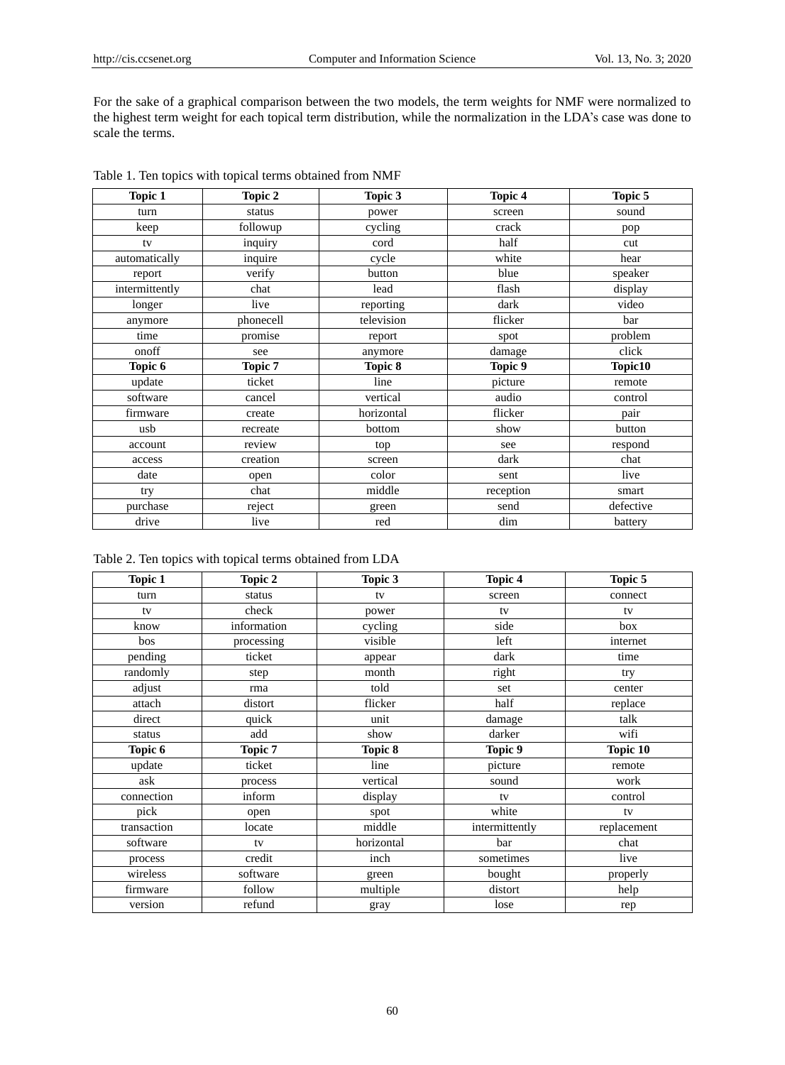For the sake of a graphical comparison between the two models, the term weights for NMF were normalized to the highest term weight for each topical term distribution, while the normalization in the LDA's case was done to scale the terms.

Table 1. Ten topics with topical terms obtained from NMF

| Topic 1 | Topic 2 | Topic 3 | Topic 4 | Topic 5 |
|---|---|---|---|---|
| turn | status | power | screen | sound |
| keep | followup | cycling | crack | pop |
| tv | inquiry | cord | half | cut |
| automatically | inquire | cycle | white | hear |
| report | verify | button | blue | speaker |
| intermittently | chat | lead | flash | display |
| longer | live | reporting | dark | video |
| anymore | phonecell | television | flicker | bar |
| time | promise | report | spot | problem |
| onoff | see | anymore | damage | click |
| **Topic 6** | **Topic 7** | **Topic 8** | **Topic 9** | **Topic10** |
| update | ticket | line | picture | remote |
| software | cancel | vertical | audio | control |
| firmware | create | horizontal | flicker | pair |
| usb | recreate | bottom | show | button |
| account | review | top | see | respond |
| access | creation | screen | dark | chat |
| date | open | color | sent | live |
| try | chat | middle | reception | smart |
| purchase | reject | green | send | defective |
| drive | live | red | dim | battery |

Table 2. Ten topics with topical terms obtained from LDA

| Topic 1 | Topic 2 | Topic 3 | Topic 4 | Topic 5 |
|---|---|---|---|---|
| turn | status | tv | screen | connect |
| tv | check | power | tv | tv |
| know | information | cycling | side | box |
| bos | processing | visible | left | internet |
| pending | ticket | appear | dark | time |
| randomly | step | month | right | try |
| adjust | rma | told | set | center |
| attach | distort | flicker | half | replace |
| direct | quick | unit | damage | talk |
| status | add | show | darker | wifi |
| **Topic 6** | **Topic 7** | **Topic 8** | **Topic 9** | **Topic 10** |
| update | ticket | line | picture | remote |
| ask | process | vertical | sound | work |
| connection | inform | display | tv | control |
| pick | open | spot | white | tv |
| transaction | locate | middle | intermittently | replacement |
| software | tv | horizontal | bar | chat |
| process | credit | inch | sometimes | live |
| wireless | software | green | bought | properly |
| firmware | follow | multiple | distort | help |
| version | refund | gray | lose | rep |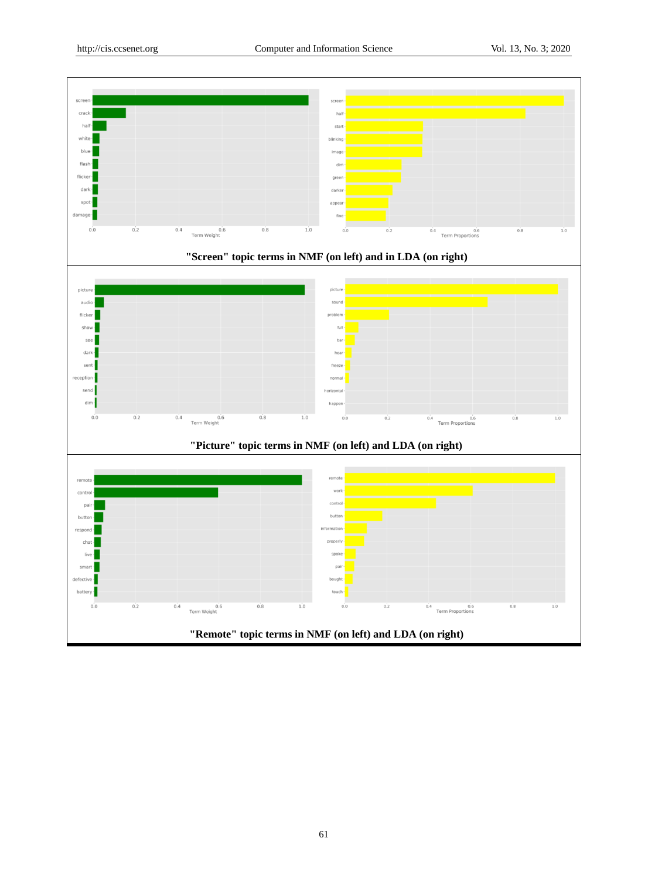"Screen" topic terms in NMF (on left) and in LDA (on right)

"Picture" topic terms in NMF (on left) and LDA (on right)

"Remote" topic terms in NMF (on left) and LDA (on right)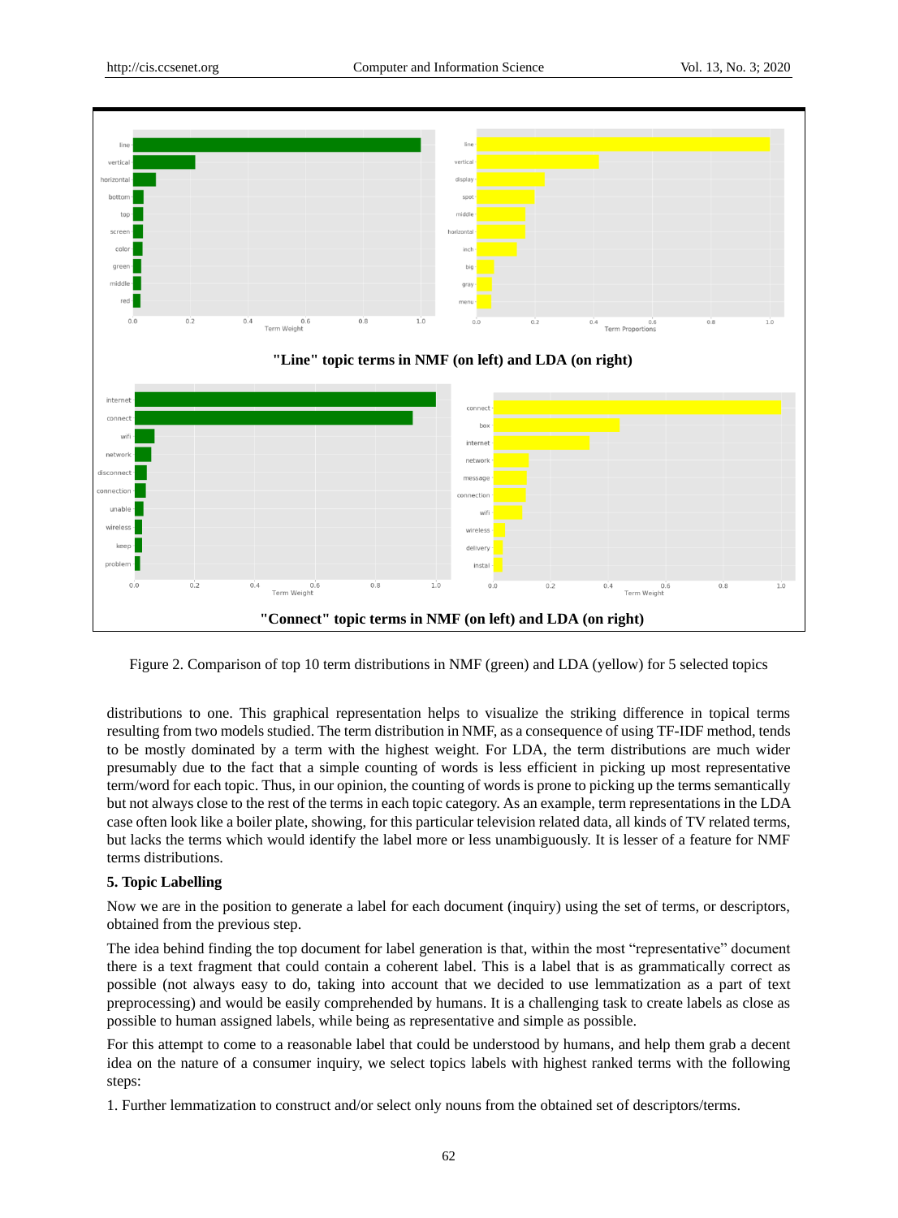"Line" topic terms in NMF (on left) and LDA (on right)

"Connect" topic terms in NMF (on left) and LDA (on right)

Figure 2. Comparison of top 10 term distributions in NMF (green) and LDA (yellow) for 5 selected topics

distributions to one. This graphical representation helps to visualize the striking difference in topical terms resulting from two models studied. The term distribution in NMF, as a consequence of using TF-IDF method, tends to be mostly dominated by a term with the highest weight. For LDA, the term distributions are much wider presumably due to the fact that a simple counting of words is less efficient in picking up most representative term/word for each topic. Thus, in our opinion, the counting of words is prone to picking up the terms semantically but not always close to the rest of the terms in each topic category. As an example, term representations in the LDA case often look like a boiler plate, showing, for this particular television related data, all kinds of TV related terms, but lacks the terms which would identify the label more or less unambiguously. It is lesser of a feature for NMF terms distributions.

### 5. Topic Labelling

Now we are in the position to generate a label for each document (inquiry) using the set of terms, or descriptors, obtained from the previous step.

The idea behind finding the top document for label generation is that, within the most "representative" document there is a text fragment that could contain a coherent label. This is a label that is as grammatically correct as possible (not always easy to do, taking into account that we decided to use lemmatization as a part of text preprocessing) and would be easily comprehended by humans. It is a challenging task to create labels as close as possible to human assigned labels, while being as representative and simple as possible.

For this attempt to come to a reasonable label that could be understood by humans, and help them grab a decent idea on the nature of a consumer inquiry, we select topics labels with highest ranked terms with the following steps:

1. Further lemmatization to construct and/or select only nouns from the obtained set of descriptors/terms.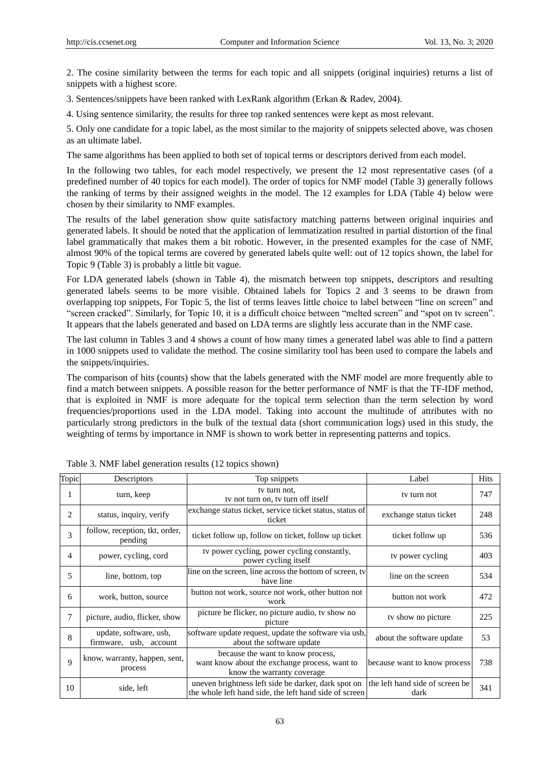2. The cosine similarity between the terms for each topic and all snippets (original inquiries) returns a list of snippets with a highest score.

3. Sentences/snippets have been ranked with LexRank algorithm (Erkan & Radev, 2004).

4. Using sentence similarity, the results for three top ranked sentences were kept as most relevant.

5. Only one candidate for a topic label, as the most similar to the majority of snippets selected above, was chosen as an ultimate label.

The same algorithms has been applied to both set of topical terms or descriptors derived from each model.

In the following two tables, for each model respectively, we present the 12 most representative cases (of a predefined number of 40 topics for each model). The order of topics for NMF model (Table 3) generally follows the ranking of terms by their assigned weights in the model. The 12 examples for LDA (Table 4) below were chosen by their similarity to NMF examples.

The results of the label generation show quite satisfactory matching patterns between original inquiries and generated labels. It should be noted that the application of lemmatization resulted in partial distortion of the final label grammatically that makes them a bit robotic. However, in the presented examples for the case of NMF, almost 90% of the topical terms are covered by generated labels quite well: out of 12 topics shown, the label for Topic 9 (Table 3) is probably a little bit vague.

For LDA generated labels (shown in Table 4), the mismatch between top snippets, descriptors and resulting generated labels seems to be more visible. Obtained labels for Topics 2 and 3 seems to be drawn from overlapping top snippets, For Topic 5, the list of terms leaves little choice to label between "line on screen" and "screen cracked". Similarly, for Topic 10, it is a difficult choice between "melted screen" and "spot on tv screen". It appears that the labels generated and based on LDA terms are slightly less accurate than in the NMF case.

The last column in Tables 3 and 4 shows a count of how many times a generated label was able to find a pattern in 1000 snippets used to validate the method. The cosine similarity tool has been used to compare the labels and the snippets/inquiries.

The comparison of hits (counts) show that the labels generated with the NMF model are more frequently able to find a match between snippets. A possible reason for the better performance of NMF is that the TF-IDF method, that is exploited in NMF is more adequate for the topical term selection than the term selection by word frequencies/proportions used in the LDA model. Taking into account the multitude of attributes with no particularly strong predictors in the bulk of the textual data (short communication logs) used in this study, the weighting of terms by importance in NMF is shown to work better in representing patterns and topics.

Table 3. NMF label generation results (12 topics shown)

| Topic | Descriptors | Top snippets | Label | Hits |
|---|---|---|---|---|
| 1 | turn, keep | tv turn not, tv not turn on, tv turn off itself | tv turn not | 747 |
| 2 | status, inquiry, verify | exchange status ticket, service ticket status, status of ticket | exchange status ticket | 248 |
| 3 | follow, reception, tkt, order, pending | ticket follow up, follow on ticket, follow up ticket | ticket follow up | 536 |
| 4 | power, cycling, cord | tv power cycling, power cycling constantly, power cycling itself | tv power cycling | 403 |
| 5 | line, bottom, top | line on the screen, line across the bottom of screen, tv have line | line on the screen | 534 |
| 6 | work, button, source | button not work, source not work, other button not work | button not work | 472 |
| 7 | picture, audio, flicker, show | picture be flicker, no picture audio, tv show no picture | tv show no picture | 225 |
| 8 | update, software, usb, firmware, usb, account | software update request, update the software via usb, about the software update | about the software update | 53 |
| 9 | know, warranty, happen, sent, process | because the want to know process, want know about the exchange process, want to know the warranty coverage | because want to know process | 738 |
| 10 | side, left | uneven brightness left side be darker, dark spot on the whole left hand side, the left hand side of screen | the left hand side of screen be dark | 341 |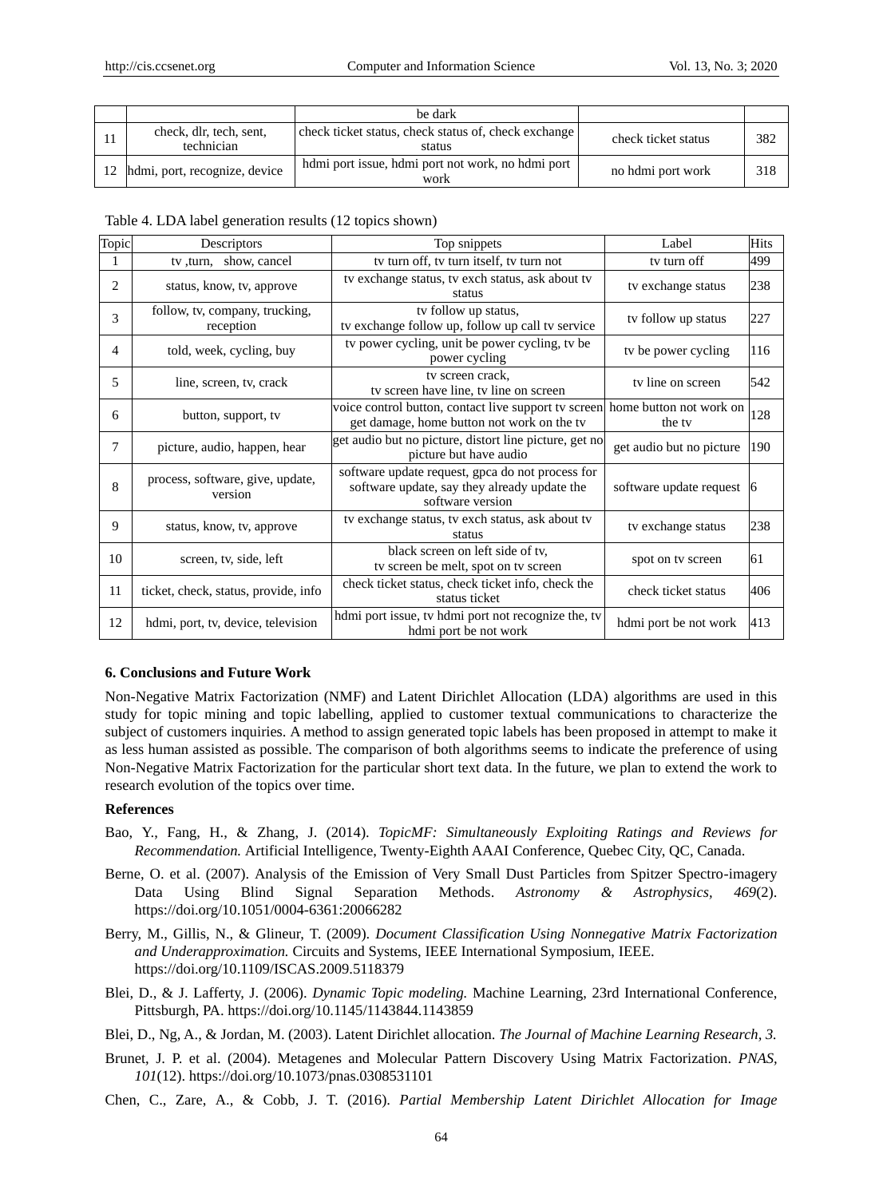| | | be dark | | |
|---|---|---|---|---|
| 11 | check, dlr, tech, sent, technician | check ticket status, check status of, check exchange status | check ticket status | 382 |
| 12 | hdmi, port, recognize, device | hdmi port issue, hdmi port not work, no hdmi port work | no hdmi port work | 318 |

Table 4. LDA label generation results (12 topics shown)

| Topic | Descriptors | Top snippets | Label | Hits |
|---|---|---|---|---|
| 1 | tv ,turn, show, cancel | tv turn off, tv turn itself, tv turn not | tv turn off | 499 |
| 2 | status, know, tv, approve | tv exchange status, tv exch status, ask about tv status | tv exchange status | 238 |
| 3 | follow, tv, company, trucking, reception | tv follow up status, tv exchange follow up, follow up call tv service | tv follow up status | 227 |
| 4 | told, week, cycling, buy | tv power cycling, unit be power cycling, tv be power cycling | tv be power cycling | 116 |
| 5 | line, screen, tv, crack | tv screen crack, tv screen have line, tv line on screen | tv line on screen | 542 |
| 6 | button, support, tv | voice control button, contact live support tv screen get damage, home button not work on the tv | home button not work on the tv | 128 |
| 7 | picture, audio, happen, hear | get audio but no picture, distort line picture, get no picture but have audio | get audio but no picture | 190 |
| 8 | process, software, give, update, version | software update request, gpca do not process for software update, say they already update the software version | software update request | 6 |
| 9 | status, know, tv, approve | tv exchange status, tv exch status, ask about tv status | tv exchange status | 238 |
| 10 | screen, tv, side, left | black screen on left side of tv, tv screen be melt, spot on tv screen | spot on tv screen | 61 |
| 11 | ticket, check, status, provide, info | check ticket status, check ticket info, check the status ticket | check ticket status | 406 |
| 12 | hdmi, port, tv, device, television | hdmi port issue, tv hdmi port not recognize the, tv hdmi port be not work | hdmi port be not work | 413 |

## 6. Conclusions and Future Work

Non-Negative Matrix Factorization (NMF) and Latent Dirichlet Allocation (LDA) algorithms are used in this study for topic mining and topic labelling, applied to customer textual communications to characterize the subject of customers inquiries. A method to assign generated topic labels has been proposed in attempt to make it as less human assisted as possible. The comparison of both algorithms seems to indicate the preference of using Non-Negative Matrix Factorization for the particular short text data. In the future, we plan to extend the work to research evolution of the topics over time.

## References

Bao, Y., Fang, H., & Zhang, J. (2014). *TopicMF: Simultaneously Exploiting Ratings and Reviews for Recommendation.* Artificial Intelligence, Twenty-Eighth AAAI Conference, Quebec City, QC, Canada.

Berne, O. et al. (2007). Analysis of the Emission of Very Small Dust Particles from Spitzer Spectro-imagery Data Using Blind Signal Separation Methods. *Astronomy & Astrophysics, 469*(2). https://doi.org/10.1051/0004-6361:20066282

Berry, M., Gillis, N., & Glineur, T. (2009). *Document Classification Using Nonnegative Matrix Factorization and Underapproximation.* Circuits and Systems, IEEE International Symposium, IEEE. https://doi.org/10.1109/ISCAS.2009.5118379

Blei, D., & J. Lafferty, J. (2006). *Dynamic Topic modeling.* Machine Learning, 23rd International Conference, Pittsburgh, PA. https://doi.org/10.1145/1143844.1143859

Blei, D., Ng, A., & Jordan, M. (2003). Latent Dirichlet allocation. *The Journal of Machine Learning Research, 3.*

Brunet, J. P. et al. (2004). Metagenes and Molecular Pattern Discovery Using Matrix Factorization. *PNAS, 101*(12). https://doi.org/10.1073/pnas.0308531101

Chen, C., Zare, A., & Cobb, J. T. (2016). *Partial Membership Latent Dirichlet Allocation for Image*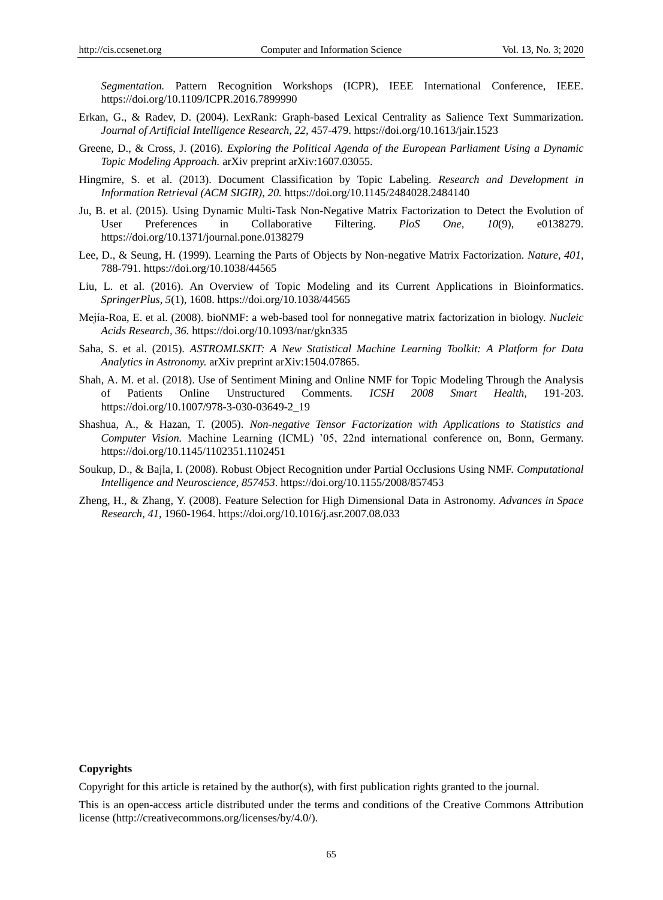*Segmentation.* Pattern Recognition Workshops (ICPR), IEEE International Conference, IEEE. https://doi.org/10.1109/ICPR.2016.7899990

Erkan, G., & Radev, D. (2004). LexRank: Graph-based Lexical Centrality as Salience Text Summarization. *Journal of Artificial Intelligence Research, 22*, 457-479. https://doi.org/10.1613/jair.1523

Greene, D., & Cross, J. (2016). *Exploring the Political Agenda of the European Parliament Using a Dynamic Topic Modeling Approach.* arXiv preprint arXiv:1607.03055.

Hingmire, S. et al. (2013). Document Classification by Topic Labeling. *Research and Development in Information Retrieval (ACM SIGIR), 20.* https://doi.org/10.1145/2484028.2484140

Ju, B. et al. (2015). Using Dynamic Multi-Task Non-Negative Matrix Factorization to Detect the Evolution of User Preferences in Collaborative Filtering. *PloS One, 10*(9), e0138279. https://doi.org/10.1371/journal.pone.0138279

Lee, D., & Seung, H. (1999). Learning the Parts of Objects by Non-negative Matrix Factorization. *Nature, 401*, 788-791. https://doi.org/10.1038/44565

Liu, L. et al. (2016). An Overview of Topic Modeling and its Current Applications in Bioinformatics. *SpringerPlus, 5*(1), 1608. https://doi.org/10.1038/44565

Mejía-Roa, E. et al. (2008). bioNMF: a web-based tool for nonnegative matrix factorization in biology. *Nucleic Acids Research, 36.* https://doi.org/10.1093/nar/gkn335

Saha, S. et al. (2015). *ASTROMLSKIT: A New Statistical Machine Learning Toolkit: A Platform for Data Analytics in Astronomy.* arXiv preprint arXiv:1504.07865.

Shah, A. M. et al. (2018). Use of Sentiment Mining and Online NMF for Topic Modeling Through the Analysis of Patients Online Unstructured Comments. *ICSH 2008 Smart Health,* 191-203. https://doi.org/10.1007/978-3-030-03649-2_19

Shashua, A., & Hazan, T. (2005). *Non-negative Tensor Factorization with Applications to Statistics and Computer Vision.* Machine Learning (ICML) '05, 22nd international conference on, Bonn, Germany. https://doi.org/10.1145/1102351.1102451

Soukup, D., & Bajla, I. (2008). Robust Object Recognition under Partial Occlusions Using NMF. *Computational Intelligence and Neuroscience, 857453*. https://doi.org/10.1155/2008/857453

Zheng, H., & Zhang, Y. (2008). Feature Selection for High Dimensional Data in Astronomy. *Advances in Space Research, 41*, 1960-1964. https://doi.org/10.1016/j.asr.2007.08.033

**Copyrights**

Copyright for this article is retained by the author(s), with first publication rights granted to the journal.

This is an open-access article distributed under the terms and conditions of the Creative Commons Attribution license (http://creativecommons.org/licenses/by/4.0/).